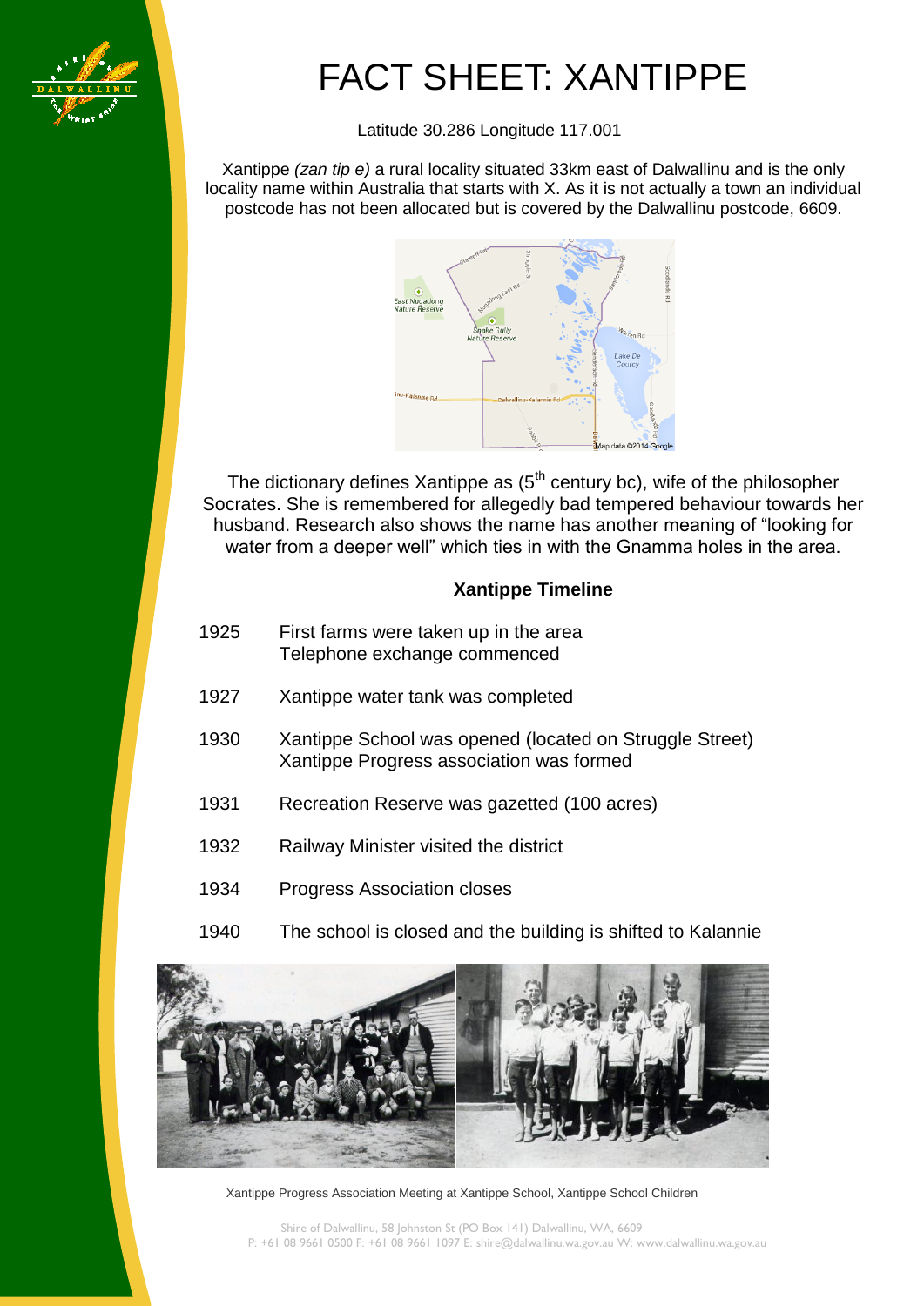# FACT SHEET: XANTIPPE

Latitude 30.286 Longitude 117.001

Xantippe *(zan tip e)* a rural locality situated 33km east of Dalwallinu and is the only locality name within Australia that starts with X. As it is not actually a town an individual postcode has not been allocated but is covered by the Dalwallinu postcode, 6609.

The dictionary defines Xantippe as (5th century bc), wife of the philosopher Socrates. She is remembered for allegedly bad tempered behaviour towards her husband. Research also shows the name has another meaning of "looking for water from a deeper well" which ties in with the Gnamma holes in the area.

### Xantippe Timeline

| | |
|---|---|
| 1925 | First farms were taken up in the area<br>Telephone exchange commenced |
| 1927 | Xantippe water tank was completed |
| 1930 | Xantippe School was opened (located on Struggle Street)<br>Xantippe Progress association was formed |
| 1931 | Recreation Reserve was gazetted (100 acres) |
| 1932 | Railway Minister visited the district |
| 1934 | Progress Association closes |
| 1940 | The school is closed and the building is shifted to Kalannie |

Xantippe Progress Association Meeting at Xantippe School, Xantippe School Children

Shire of Dalwallinu, 58 Johnston St (PO Box 141) Dalwallinu, WA, 6609
P: +61 08 9661 0500 F: +61 08 9661 1097 E: shire@dalwallinu.wa.gov.au W: www.dalwallinu.wa.gov.au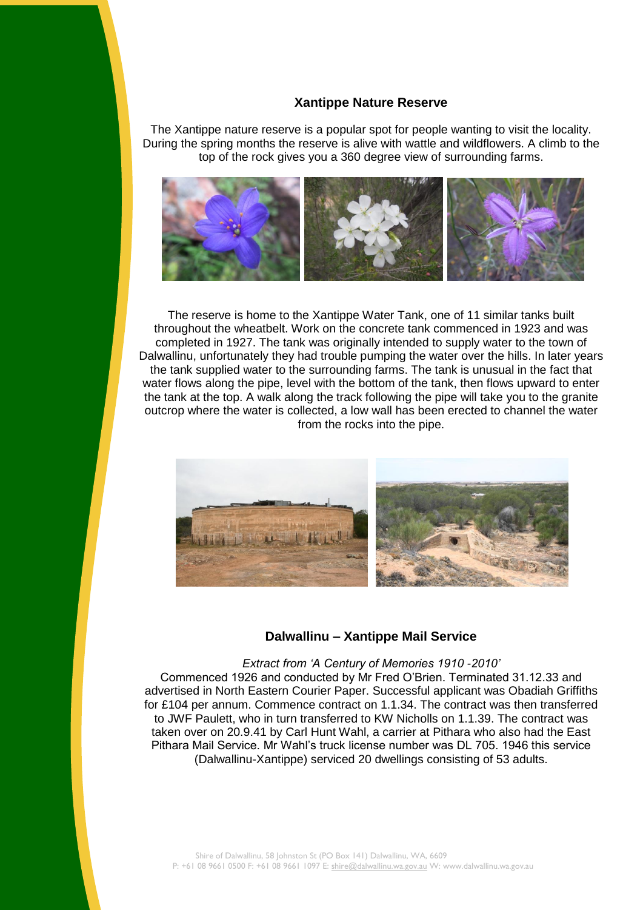## Xantippe Nature Reserve

The Xantippe nature reserve is a popular spot for people wanting to visit the locality. During the spring months the reserve is alive with wattle and wildflowers. A climb to the top of the rock gives you a 360 degree view of surrounding farms.

The reserve is home to the Xantippe Water Tank, one of 11 similar tanks built throughout the wheatbelt. Work on the concrete tank commenced in 1923 and was completed in 1927. The tank was originally intended to supply water to the town of Dalwallinu, unfortunately they had trouble pumping the water over the hills. In later years the tank supplied water to the surrounding farms. The tank is unusual in the fact that water flows along the pipe, level with the bottom of the tank, then flows upward to enter the tank at the top. A walk along the track following the pipe will take you to the granite outcrop where the water is collected, a low wall has been erected to channel the water from the rocks into the pipe.

## Dalwallinu – Xantippe Mail Service

*Extract from 'A Century of Memories 1910 -2010'*

Commenced 1926 and conducted by Mr Fred O'Brien. Terminated 31.12.33 and advertised in North Eastern Courier Paper. Successful applicant was Obadiah Griffiths for £104 per annum. Commence contract on 1.1.34. The contract was then transferred to JWF Paulett, who in turn transferred to KW Nicholls on 1.1.39. The contract was taken over on 20.9.41 by Carl Hunt Wahl, a carrier at Pithara who also had the East Pithara Mail Service. Mr Wahl's truck license number was DL 705. 1946 this service (Dalwallinu-Xantippe) serviced 20 dwellings consisting of 53 adults.